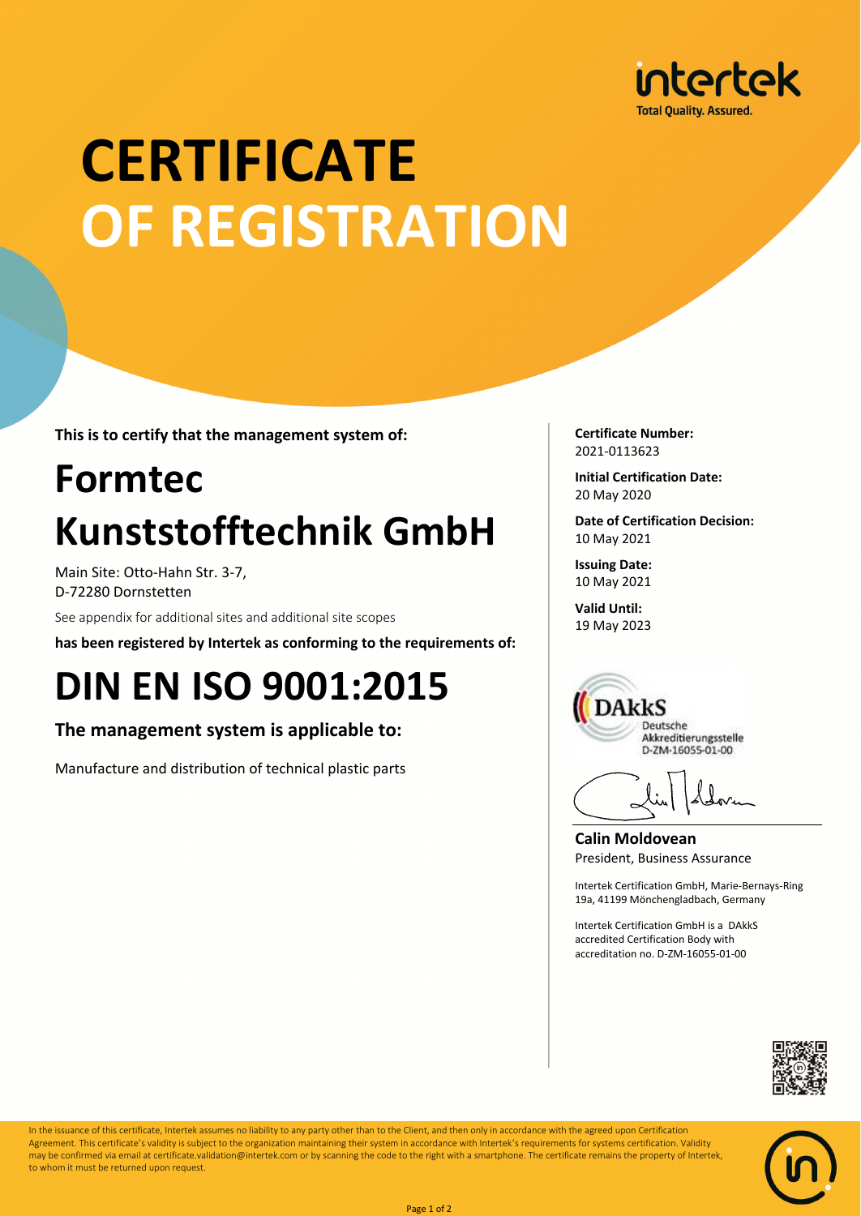intertek
Total Quality. Assured.

# CERTIFICATE OF REGISTRATION

**This is to certify that the management system of:**

## Formtec Kunststofftechnik GmbH

Main Site: Otto-Hahn Str. 3-7,
D-72280 Dornstetten

See appendix for additional sites and additional site scopes

**has been registered by Intertek as conforming to the requirements of:**

# DIN EN ISO 9001:2015

### The management system is applicable to:

Manufacture and distribution of technical plastic parts

**Certificate Number:**
2021-0113623

**Initial Certification Date:**
20 May 2020

**Date of Certification Decision:**
10 May 2021

**Issuing Date:**
10 May 2021

**Valid Until:**
19 May 2023

DAkkS
Deutsche
Akkreditierungsstelle
D-ZM-16055-01-00

**Calin Moldovean**
President, Business Assurance

Intertek Certification GmbH, Marie-Bernays-Ring 19a, 41199 Mönchengladbach, Germany

Intertek Certification GmbH is a DAkkS accredited Certification Body with accreditation no. D-ZM-16055-01-00

In the issuance of this certificate, Intertek assumes no liability to any party other than to the Client, and then only in accordance with the agreed upon Certification Agreement. This certificate's validity is subject to the organization maintaining their system in accordance with Intertek's requirements for systems certification. Validity may be confirmed via email at certificate.validation@intertek.com or by scanning the code to the right with a smartphone. The certificate remains the property of Intertek, to whom it must be returned upon request.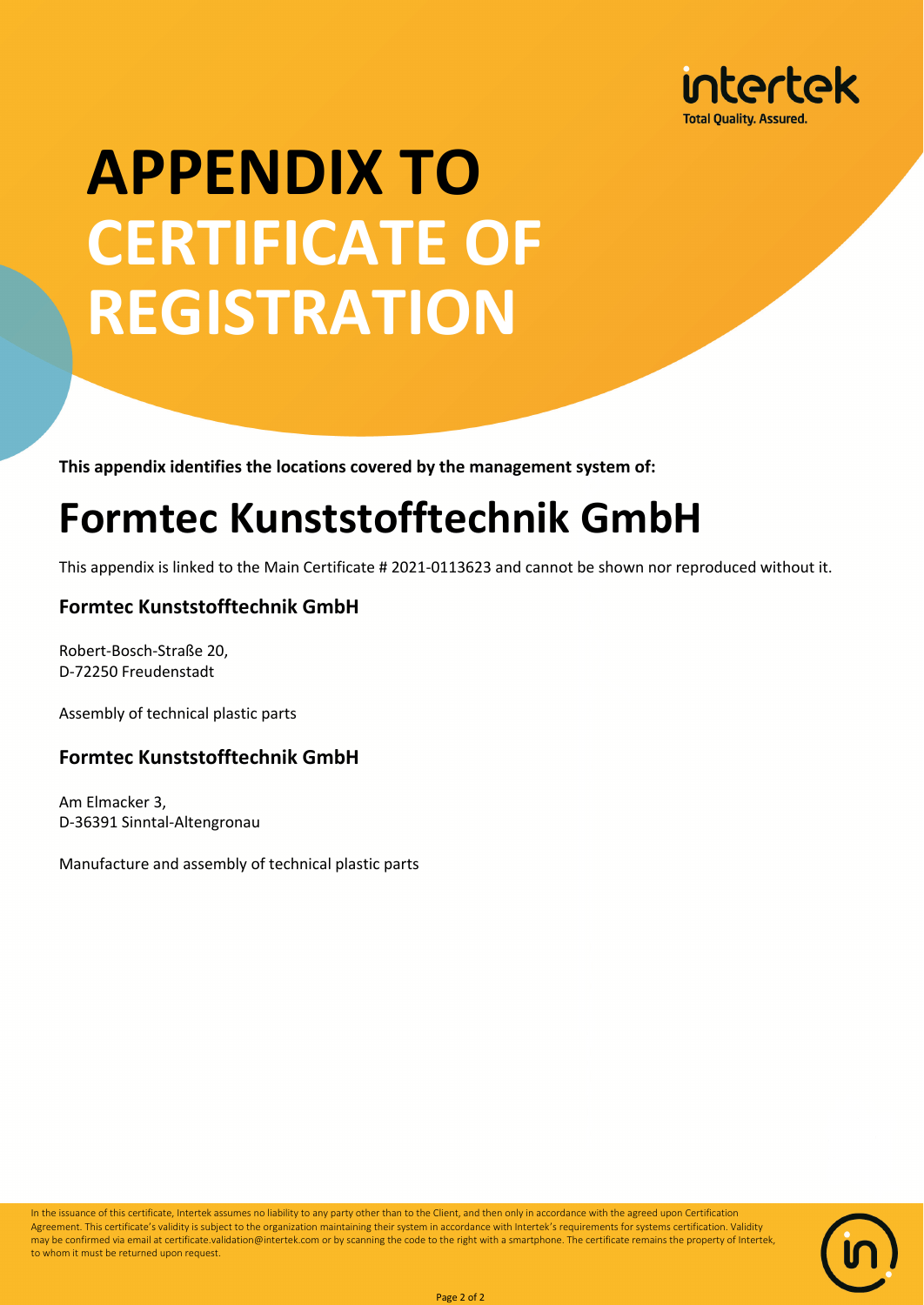intertek
Total Quality. Assured.

# APPENDIX TO CERTIFICATE OF REGISTRATION

**This appendix identifies the locations covered by the management system of:**

# Formtec Kunststofftechnik GmbH

This appendix is linked to the Main Certificate # 2021-0113623 and cannot be shown nor reproduced without it.

## Formtec Kunststofftechnik GmbH

Robert-Bosch-Straße 20,
D-72250 Freudenstadt

Assembly of technical plastic parts

## Formtec Kunststofftechnik GmbH

Am Elmacker 3,
D-36391 Sinntal-Altengronau

Manufacture and assembly of technical plastic parts

In the issuance of this certificate, Intertek assumes no liability to any party other than to the Client, and then only in accordance with the agreed upon Certification Agreement. This certificate's validity is subject to the organization maintaining their system in accordance with Intertek's requirements for systems certification. Validity may be confirmed via email at certificate.validation@intertek.com or by scanning the code to the right with a smartphone. The certificate remains the property of Intertek, to whom it must be returned upon request.